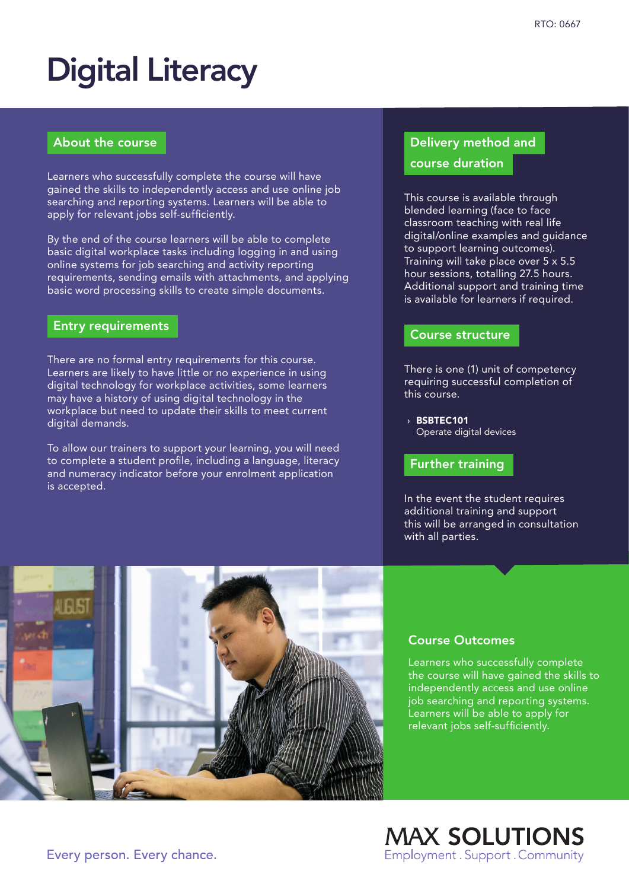RTO: 0667

# Digital Literacy

## About the course

Learners who successfully complete the course will have gained the skills to independently access and use online job searching and reporting systems. Learners will be able to apply for relevant jobs self-sufficiently.

By the end of the course learners will be able to complete basic digital workplace tasks including logging in and using online systems for job searching and activity reporting requirements, sending emails with attachments, and applying basic word processing skills to create simple documents.

## Entry requirements

There are no formal entry requirements for this course. Learners are likely to have little or no experience in using digital technology for workplace activities, some learners may have a history of using digital technology in the workplace but need to update their skills to meet current digital demands.

To allow our trainers to support your learning, you will need to complete a student profile, including a language, literacy and numeracy indicator before your enrolment application is accepted.

## Delivery method and course duration

This course is available through blended learning (face to face classroom teaching with real life digital/online examples and guidance to support learning outcomes). Training will take place over 5 x 5.5 hour sessions, totalling 27.5 hours. Additional support and training time is available for learners if required.

## Course structure

There is one (1) unit of competency requiring successful completion of this course.

- **BSBTEC101**
  Operate digital devices

## Further training

In the event the student requires additional training and support this will be arranged in consultation with all parties.

## Course Outcomes

Learners who successfully complete the course will have gained the skills to independently access and use online job searching and reporting systems. Learners will be able to apply for relevant jobs self-sufficiently.

Every person. Every chance.

MAX SOLUTIONS
Employment . Support . Community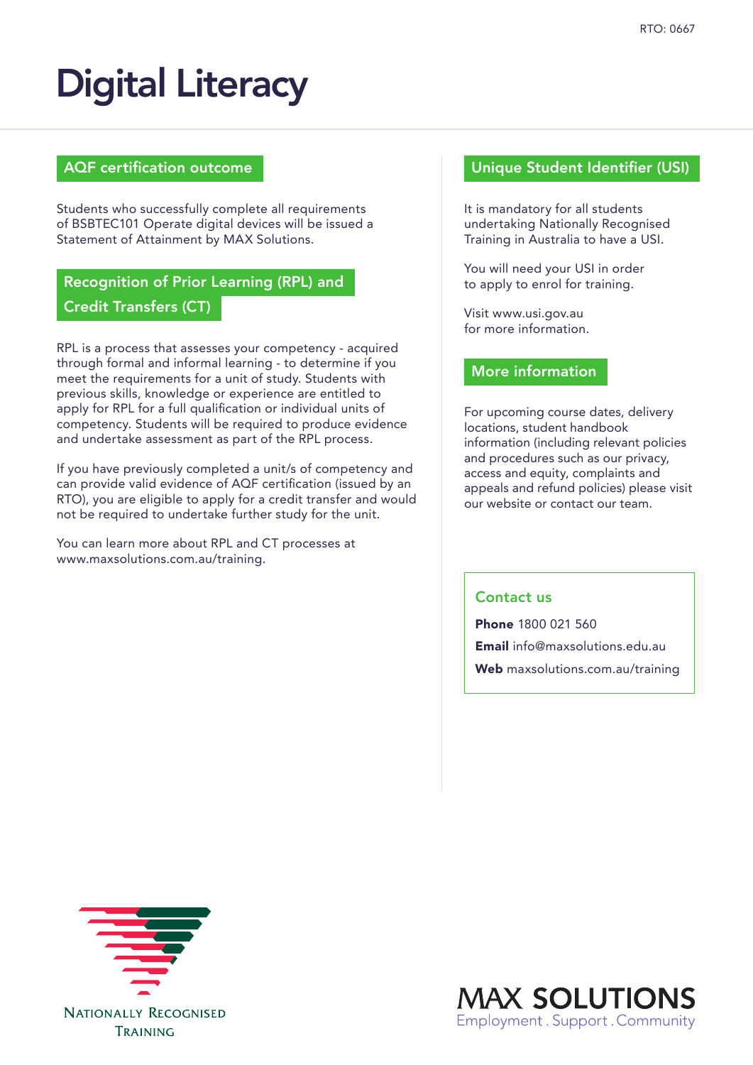RTO: 0667

# Digital Literacy

## AQF certification outcome

Students who successfully complete all requirements of BSBTEC101 Operate digital devices will be issued a Statement of Attainment by MAX Solutions.

## Recognition of Prior Learning (RPL) and Credit Transfers (CT)

RPL is a process that assesses your competency - acquired through formal and informal learning - to determine if you meet the requirements for a unit of study. Students with previous skills, knowledge or experience are entitled to apply for RPL for a full qualification or individual units of competency. Students will be required to produce evidence and undertake assessment as part of the RPL process.

If you have previously completed a unit/s of competency and can provide valid evidence of AQF certification (issued by an RTO), you are eligible to apply for a credit transfer and would not be required to undertake further study for the unit.

You can learn more about RPL and CT processes at www.maxsolutions.com.au/training.

## Unique Student Identifier (USI)

It is mandatory for all students undertaking Nationally Recognised Training in Australia to have a USI.

You will need your USI in order to apply to enrol for training.

Visit www.usi.gov.au for more information.

## More information

For upcoming course dates, delivery locations, student handbook information (including relevant policies and procedures such as our privacy, access and equity, complaints and appeals and refund policies) please visit our website or contact our team.

### Contact us

**Phone** 1800 021 560

**Email** info@maxsolutions.edu.au

**Web** maxsolutions.com.au/training

Nationally Recognised Training

MAX SOLUTIONS
Employment . Support . Community